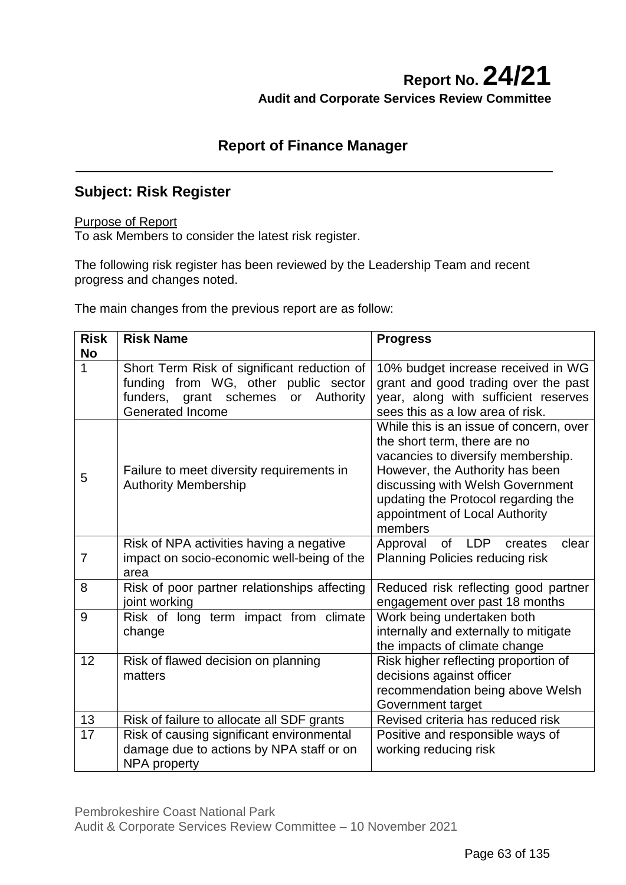# Report No. 24/21

**Audit and Corporate Services Review Committee**

## Report of Finance Manager

## Subject: Risk Register

Purpose of Report

To ask Members to consider the latest risk register.

The following risk register has been reviewed by the Leadership Team and recent progress and changes noted.

The main changes from the previous report are as follow:

| Risk No | Risk Name | Progress |
|---|---|---|
| 1 | Short Term Risk of significant reduction of funding from WG, other public sector funders, grant schemes or Authority Generated Income | 10% budget increase received in WG grant and good trading over the past year, along with sufficient reserves sees this as a low area of risk. |
| 5 | Failure to meet diversity requirements in Authority Membership | While this is an issue of concern, over the short term, there are no vacancies to diversify membership. However, the Authority has been discussing with Welsh Government updating the Protocol regarding the appointment of Local Authority members |
| 7 | Risk of NPA activities having a negative impact on socio-economic well-being of the area | Approval of LDP creates clear Planning Policies reducing risk |
| 8 | Risk of poor partner relationships affecting joint working | Reduced risk reflecting good partner engagement over past 18 months |
| 9 | Risk of long term impact from climate change | Work being undertaken both internally and externally to mitigate the impacts of climate change |
| 12 | Risk of flawed decision on planning matters | Risk higher reflecting proportion of decisions against officer recommendation being above Welsh Government target |
| 13 | Risk of failure to allocate all SDF grants | Revised criteria has reduced risk |
| 17 | Risk of causing significant environmental damage due to actions by NPA staff or on NPA property | Positive and responsible ways of working reducing risk |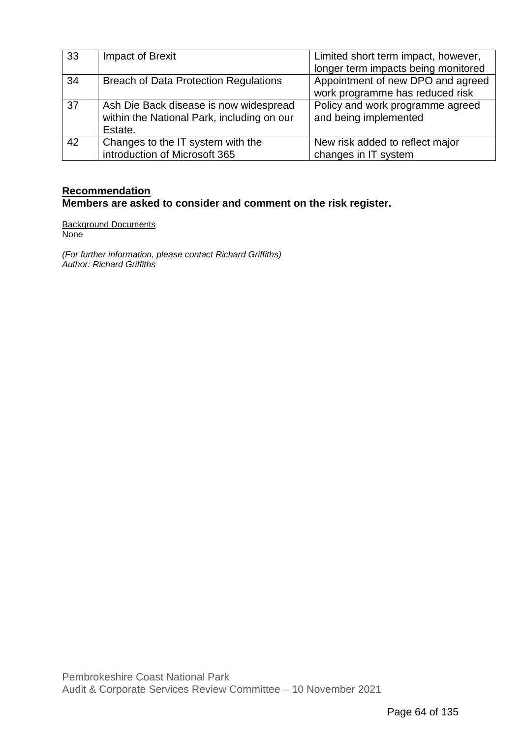| 33 | Impact of Brexit | Limited short term impact, however, longer term impacts being monitored |
|---|---|---|
| 34 | Breach of Data Protection Regulations | Appointment of new DPO and agreed work programme has reduced risk |
| 37 | Ash Die Back disease is now widespread within the National Park, including on our Estate. | Policy and work programme agreed and being implemented |
| 42 | Changes to the IT system with the introduction of Microsoft 365 | New risk added to reflect major changes in IT system |

**Recommendation**
**Members are asked to consider and comment on the risk register.**

Background Documents
None

*(For further information, please contact Richard Griffiths)*
*Author: Richard Griffiths*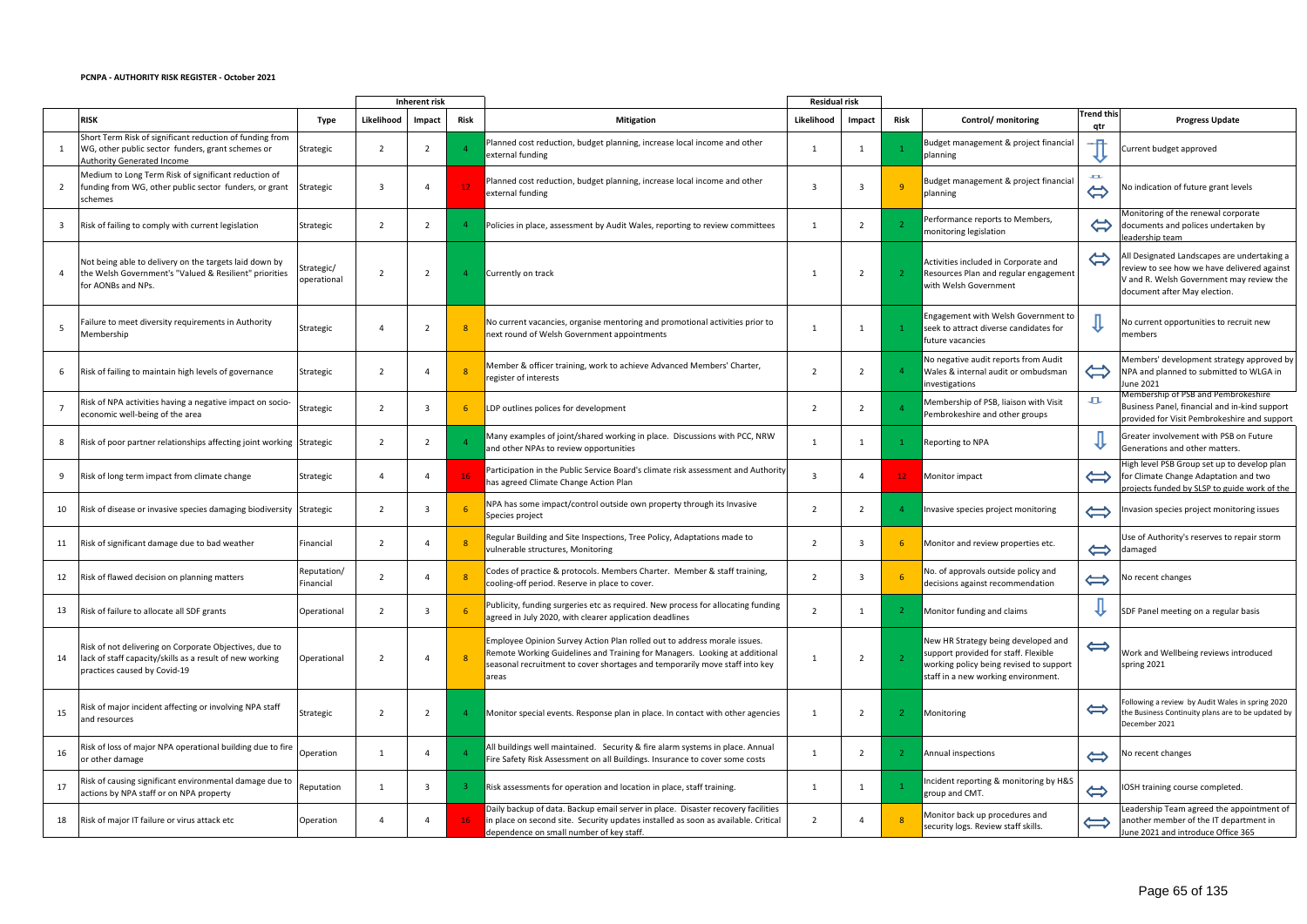**PCNPA - AUTHORITY RISK REGISTER - October 2021**

| | | | Inherent risk | | | | Residual risk | | | | | |
|---|---|---|---|---|---|---|---|---|---|---|---|---|
| | **RISK** | **Type** | **Likelihood** | **Impact** | **Risk** | **Mitigation** | **Likelihood** | **Impact** | **Risk** | **Control/ monitoring** | **Trend this qtr** | **Progress Update** |
| 1 | Short Term Risk of significant reduction of funding from WG, other public sector funders, grant schemes or Authority Generated Income | Strategic | 2 | 2 | 4 | Planned cost reduction, budget planning, increase local income and other external funding | 1 | 1 | 1 | Budget management & project financial planning | ⇩ | Current budget approved |
| 2 | Medium to Long Term Risk of significant reduction of funding from WG, other public sector funders, or grant schemes | Strategic | 3 | 4 | 12 | Planned cost reduction, budget planning, increase local income and other external funding | 3 | 3 | 9 | Budget management & project financial planning | ⇔ | No indication of future grant levels |
| 3 | Risk of failing to comply with current legislation | Strategic | 2 | 2 | 4 | Policies in place, assessment by Audit Wales, reporting to review committees | 1 | 2 | 2 | Performance reports to Members, monitoring legislation | ⇔ | Monitoring of the renewal corporate documents and polices undertaken by leadership team |
| 4 | Not being able to delivery on the targets laid down by the Welsh Government's "Valued & Resilient" priorities for AONBs and NPs. | Strategic/ operational | 2 | 2 | 4 | Currently on track | 1 | 2 | 2 | Activities included in Corporate and Resources Plan and regular engagement with Welsh Government | ⇔ | All Designated Landscapes are undertaking a review to see how we have delivered against V and R. Welsh Government may review the document after May election. |
| 5 | Failure to meet diversity requirements in Authority Membership | Strategic | 4 | 2 | 8 | No current vacancies, organise mentoring and promotional activities prior to next round of Welsh Government appointments | 1 | 1 | 1 | Engagement with Welsh Government to seek to attract diverse candidates for future vacancies | ⇩ | No current opportunities to recruit new members |
| 6 | Risk of failing to maintain high levels of governance | Strategic | 2 | 4 | 8 | Member & officer training, work to achieve Advanced Members' Charter, register of interests | 2 | 2 | 4 | No negative audit reports from Audit Wales & internal audit or ombudsman investigations | ⇔ | Members' development strategy approved by NPA and planned to submitted to WLGA in June 2021 |
| 7 | Risk of NPA activities having a negative impact on socio-economic well-being of the area | Strategic | 2 | 3 | 6 | LDP outlines polices for development | 2 | 2 | 4 | Membership of PSB, liaison with Visit Pembrokeshire and other groups | | Membership of PSB and Pembrokeshire Business Panel, financial and in-kind support provided for Visit Pembrokeshire and support |
| 8 | Risk of poor partner relationships affecting joint working | Strategic | 2 | 2 | 4 | Many examples of joint/shared working in place. Discussions with PCC, NRW and other NPAs to review opportunities | 1 | 1 | 1 | Reporting to NPA | ⇩ | Greater involvement with PSB on Future Generations and other matters. |
| 9 | Risk of long term impact from climate change | Strategic | 4 | 4 | 16 | Participation in the Public Service Board's climate risk assessment and Authority has agreed Climate Change Action Plan | 3 | 4 | 12 | Monitor impact | ⇔ | High level PSB Group set up to develop plan for Climate Change Adaptation and two projects funded by SLSP to guide work of the |
| 10 | Risk of disease or invasive species damaging biodiversity | Strategic | 2 | 3 | 6 | NPA has some impact/control outside own property through its Invasive Species project | 2 | 2 | 4 | Invasive species project monitoring | ⇔ | Invasion species project monitoring issues |
| 11 | Risk of significant damage due to bad weather | Financial | 2 | 4 | 8 | Regular Building and Site Inspections, Tree Policy, Adaptations made to vulnerable structures, Monitoring | 2 | 3 | 6 | Monitor and review properties etc. | ⇔ | Use of Authority's reserves to repair storm damaged |
| 12 | Risk of flawed decision on planning matters | Reputation/ Financial | 2 | 4 | 8 | Codes of practice & protocols. Members Charter. Member & staff training, cooling-off period. Reserve in place to cover. | 2 | 3 | 6 | No. of approvals outside policy and decisions against recommendation | ⇔ | No recent changes |
| 13 | Risk of failure to allocate all SDF grants | Operational | 2 | 3 | 6 | Publicity, funding surgeries etc as required. New process for allocating funding agreed in July 2020, with clearer application deadlines | 2 | 1 | 2 | Monitor funding and claims | ⇩ | SDF Panel meeting on a regular basis |
| 14 | Risk of not delivering on Corporate Objectives, due to lack of staff capacity/skills as a result of new working practices caused by Covid-19 | Operational | 2 | 4 | 8 | Employee Opinion Survey Action Plan rolled out to address morale issues. Remote Working Guidelines and Training for Managers. Looking at additional seasonal recruitment to cover shortages and temporarily move staff into key areas | 1 | 2 | 2 | New HR Strategy being developed and support provided for staff. Flexible working policy being revised to support staff in a new working environment. | ⇔ | Work and Wellbeing reviews introduced spring 2021 |
| 15 | Risk of major incident affecting or involving NPA staff and resources | Strategic | 2 | 2 | 4 | Monitor special events. Response plan in place. In contact with other agencies | 1 | 2 | 2 | Monitoring | ⇔ | Following a review by Audit Wales in spring 2020 the Business Continuity plans are to be updated by December 2021 |
| 16 | Risk of loss of major NPA operational building due to fire or other damage | Operation | 1 | 4 | 4 | All buildings well maintained. Security & fire alarm systems in place. Annual Fire Safety Risk Assessment on all Buildings. Insurance to cover some costs | 1 | 2 | 2 | Annual inspections | ⇔ | No recent changes |
| 17 | Risk of causing significant environmental damage due to actions by NPA staff or on NPA property | Reputation | 1 | 3 | 3 | Risk assessments for operation and location in place, staff training. | 1 | 1 | 1 | Incident reporting & monitoring by H&S group and CMT. | ⇔ | IOSH training course completed. |
| 18 | Risk of major IT failure or virus attack etc | Operation | 4 | 4 | 16 | Daily backup of data. Backup email server in place. Disaster recovery facilities in place on second site. Security updates installed as soon as available. Critical dependence on small number of key staff. | 2 | 4 | 8 | Monitor back up procedures and security logs. Review staff skills. | ⇔ | Leadership Team agreed the appointment of another member of the IT department in June 2021 and introduce Office 365 |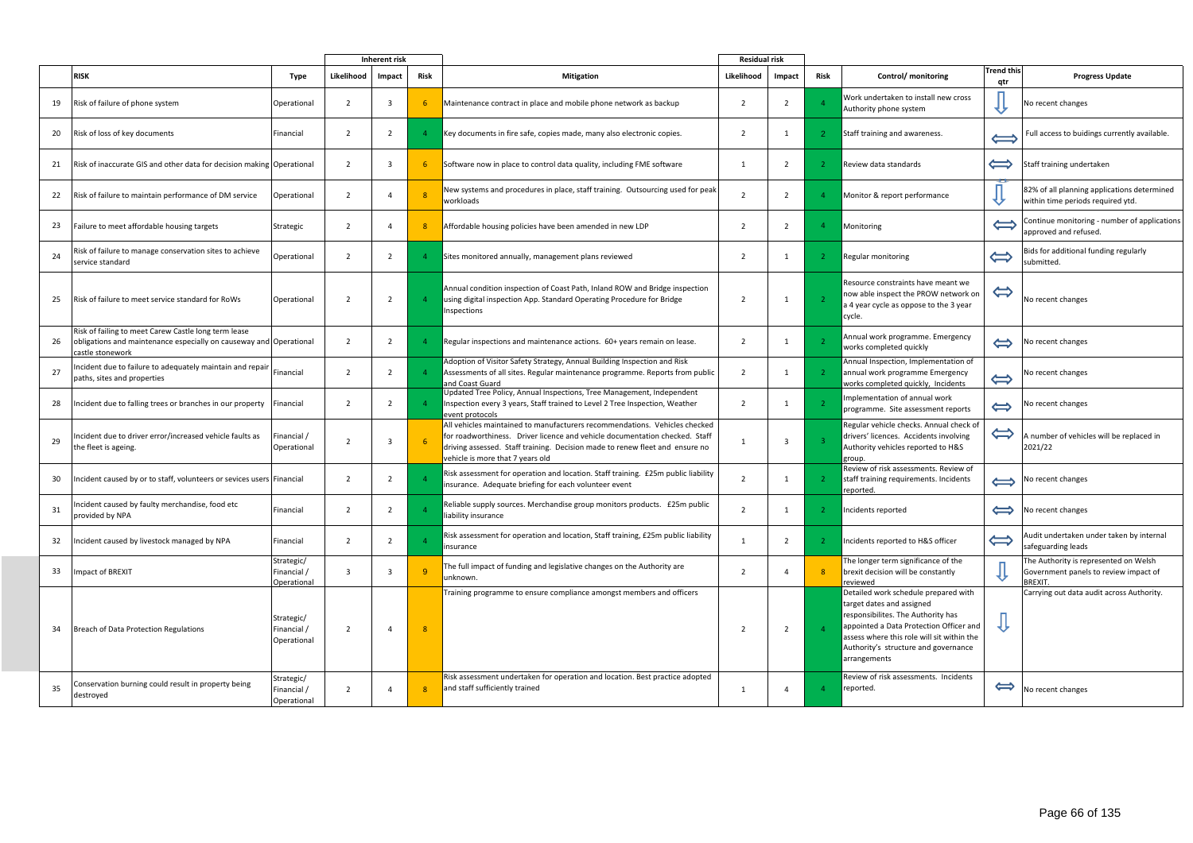| | RISK | Type | Inherent risk Likelihood | Impact | Risk | Mitigation | Residual risk Likelihood | Impact | Risk | Control/ monitoring | Trend this qtr | Progress Update |
|---|---|---|---|---|---|---|---|---|---|---|---|---|
| 19 | Risk of failure of phone system | Operational | 2 | 3 | 6 | Maintenance contract in place and mobile phone network as backup | 2 | 2 | 4 | Work undertaken to install new cross Authority phone system | ⇩ | No recent changes |
| 20 | Risk of loss of key documents | Financial | 2 | 2 | 4 | Key documents in fire safe, copies made, many also electronic copies. | 2 | 1 | 2 | Staff training and awareness. | ⟺ | Full access to buidings currently available. |
| 21 | Risk of inaccurate GIS and other data for decision making | Operational | 2 | 3 | 6 | Software now in place to control data quality, including FME software | 1 | 2 | 2 | Review data standards | ⟺ | Staff training undertaken |
| 22 | Risk of failure to maintain performance of DM service | Operational | 2 | 4 | 8 | New systems and procedures in place, staff training. Outsourcing used for peak workloads | 2 | 2 | 4 | Monitor & report performance | ⇩ | 82% of all planning applications determined within time periods required ytd. |
| 23 | Failure to meet affordable housing targets | Strategic | 2 | 4 | 8 | Affordable housing policies have been amended in new LDP | 2 | 2 | 4 | Monitoring | ⟺ | Continue monitoring - number of applications approved and refused. |
| 24 | Risk of failure to manage conservation sites to achieve service standard | Operational | 2 | 2 | 4 | Sites monitored annually, management plans reviewed | 2 | 1 | 2 | Regular monitoring | ⟺ | Bids for additional funding regularly submitted. |
| 25 | Risk of failure to meet service standard for RoWs | Operational | 2 | 2 | 4 | Annual condition inspection of Coast Path, Inland ROW and Bridge inspection using digital inspection App. Standard Operating Procedure for Bridge Inspections | 2 | 1 | 2 | Resource constraints have meant we now able inspect the PROW network on a 4 year cycle as oppose to the 3 year cycle. | ⟺ | No recent changes |
| 26 | Risk of failing to meet Carew Castle long term lease obligations and maintenance especially on causeway and castle stonework | Operational | 2 | 2 | 4 | Regular inspections and maintenance actions. 60+ years remain on lease. | 2 | 1 | 2 | Annual work programme. Emergency works completed quickly | ⟺ | No recent changes |
| 27 | Incident due to failure to adequately maintain and repair paths, sites and properties | Financial | 2 | 2 | 4 | Adoption of Visitor Safety Strategy, Annual Building Inspection and Risk Assessments of all sites. Regular maintenance programme. Reports from public and Coast Guard | 2 | 1 | 2 | Annual Inspection, Implementation of annual work programme Emergency works completed quickly, Incidents | ⟺ | No recent changes |
| 28 | Incident due to falling trees or branches in our property | Financial | 2 | 2 | 4 | Updated Tree Policy, Annual Inspections, Tree Management, Independent Inspection every 3 years, Staff trained to Level 2 Tree Inspection, Weather event protocols | 2 | 1 | 2 | Implementation of annual work programme. Site assessment reports | ⟺ | No recent changes |
| 29 | Incident due to driver error/increased vehicle faults as the fleet is ageing. | Financial / Operational | 2 | 3 | 6 | All vehicles maintained to manufacturers recommendations. Vehicles checked for roadworthiness. Driver licence and vehicle documentation checked. Staff driving assessed. Staff training. Decision made to renew fleet and ensure no vehicle is more that 7 years old | 1 | 3 | 3 | Regular vehicle checks. Annual check of drivers' licences. Accidents involving Authority vehicles reported to H&S group. | ⟺ | A number of vehicles will be replaced in 2021/22 |
| 30 | Incident caused by or to staff, volunteers or sevices users | Financial | 2 | 2 | 4 | Risk assessment for operation and location. Staff training. £25m public liability insurance. Adequate briefing for each volunteer event | 2 | 1 | 2 | Review of risk assessments. Review of staff training requirements. Incidents reported. | ⟺ | No recent changes |
| 31 | Incident caused by faulty merchandise, food etc provided by NPA | Financial | 2 | 2 | 4 | Reliable supply sources. Merchandise group monitors products. £25m public liability insurance | 2 | 1 | 2 | Incidents reported | ⟺ | No recent changes |
| 32 | Incident caused by livestock managed by NPA | Financial | 2 | 2 | 4 | Risk assessment for operation and location, Staff training, £25m public liability insurance | 1 | 2 | 2 | Incidents reported to H&S officer | ⟺ | Audit undertaken under taken by internal safeguarding leads |
| 33 | Impact of BREXIT | Strategic/ Financial / Operational | 3 | 3 | 9 | The full impact of funding and legislative changes on the Authority are unknown. | 2 | 4 | 8 | The longer term significance of the brexit decision will be constantly reviewed | ⇩ | The Authority is represented on Welsh Government panels to review impact of BREXIT. |
| 34 | Breach of Data Protection Regulations | Strategic/ Financial / Operational | 2 | 4 | 8 | Training programme to ensure compliance amongst members and officers | 2 | 2 | 4 | Detailed work schedule prepared with target dates and assigned responsibilites. The Authority has appointed a Data Protection Officer and assess where this role will sit within the Authority's structure and governance arrangements | ⇩ | Carrying out data audit across Authority. |
| 35 | Conservation burning could result in property being destroyed | Strategic/ Financial / Operational | 2 | 4 | 8 | Risk assessment undertaken for operation and location. Best practice adopted and staff sufficiently trained | 1 | 4 | 4 | Review of risk assessments. Incidents reported. | ⟺ | No recent changes |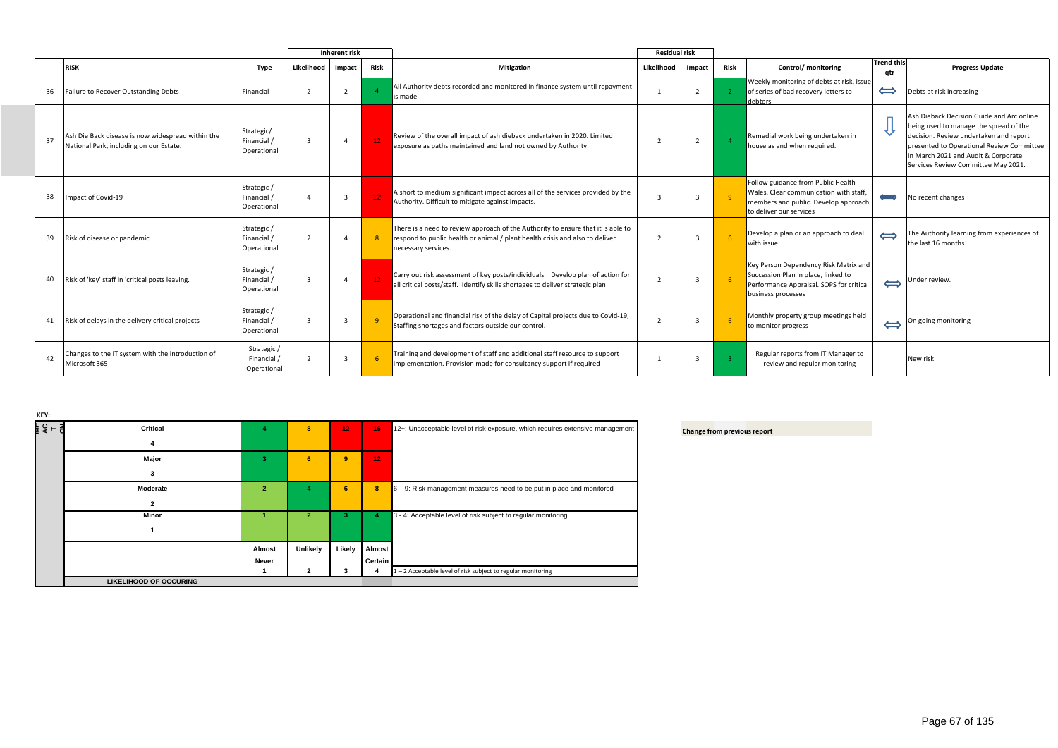| | | | Inherent risk | | | | Residual risk | | | | | |
|---|---|---|---|---|---|---|---|---|---|---|---|---|
| | RISK | Type | Likelihood | Impact | Risk | Mitigation | Likelihood | Impact | Risk | Control/ monitoring | Trend this qtr | Progress Update |
| 36 | Failure to Recover Outstanding Debts | Financial | 2 | 2 | 4 | All Authority debts recorded and monitored in finance system until repayment is made | 1 | 2 | 2 | Weekly monitoring of debts at risk, issue of series of bad recovery letters to debtors | ⟺ | Debts at risk increasing |
| 37 | Ash Die Back disease is now widespread within the National Park, including on our Estate. | Strategic/ Financial / Operational | 3 | 4 | 12 | Review of the overall impact of ash dieback undertaken in 2020. Limited exposure as paths maintained and land not owned by Authority | 2 | 2 | 4 | Remedial work being undertaken in house as and when required. | ⇩ | Ash Dieback Decision Guide and Arc online being used to manage the spread of the decision. Review undertaken and report presented to Operational Review Committee in March 2021 and Audit & Corporate Services Review Committee May 2021. |
| 38 | Impact of Covid-19 | Strategic / Financial / Operational | 4 | 3 | 12 | A short to medium significant impact across all of the services provided by the Authority. Difficult to mitigate against impacts. | 3 | 3 | 9 | Follow guidance from Public Health Wales. Clear communication with staff, members and public. Develop approach to deliver our services | ⟺ | No recent changes |
| 39 | Risk of disease or pandemic | Strategic / Financial / Operational | 2 | 4 | 8 | There is a need to review approach of the Authority to ensure that it is able to respond to public health or animal / plant health crisis and also to deliver necessary services. | 2 | 3 | 6 | Develop a plan or an approach to deal with issue. | ⟺ | The Authority learning from experiences of the last 16 months |
| 40 | Risk of 'key' staff in 'critical posts leaving. | Strategic / Financial / Operational | 3 | 4 | 12 | Carry out risk assessment of key posts/individuals. Develop plan of action for all critical posts/staff. Identify skills shortages to deliver strategic plan | 2 | 3 | 6 | Key Person Dependency Risk Matrix and Succession Plan in place, linked to Performance Appraisal. SOPS for critical business processes | ⟺ | Under review. |
| 41 | Risk of delays in the delivery critical projects | Strategic / Financial / Operational | 3 | 3 | 9 | Operational and financial risk of the delay of Capital projects due to Covid-19, Staffing shortages and factors outside our control. | 2 | 3 | 6 | Monthly property group meetings held to monitor progress | ⟺ | On going monitoring |
| 42 | Changes to the IT system with the introduction of Microsoft 365 | Strategic / Financial / Operational | 2 | 3 | 6 | Training and development of staff and additional staff resource to support implementation. Provision made for consultancy support if required | 1 | 3 | 3 | Regular reports from IT Manager to review and regular monitoring | | New risk |

KEY:

| IMPACT | | | | | | |
|---|---|---|---|---|---|---|
| Critical 4 | 4 | 8 | 12 | 16 | 12+: Unacceptable level of risk exposure, which requires extensive management |
| Major 3 | 3 | 6 | 9 | 12 | |
| Moderate 2 | 2 | 4 | 6 | 8 | 6 – 9: Risk management measures need to be put in place and monitored |
| Minor 1 | 1 | 2 | 3 | 4 | 3 - 4: Acceptable level of risk subject to regular monitoring |
| | Almost Never 1 | Unlikely 2 | Likely 3 | Almost Certain 4 | 1 – 2 Acceptable level of risk subject to regular monitoring |
| LIKELIHOOD OF OCCURING | | | | | |

Change from previous report